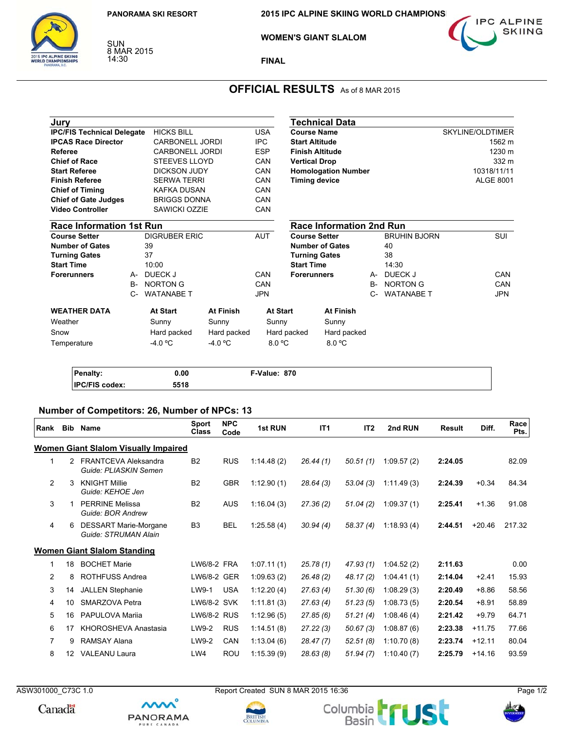PANORAMA SKI RESORT

SUN
8 MAR 2015
14:30

# 2015 IPC ALPINE SKIING WORLD CHAMPIONS

## WOMEN'S GIANT SLALOM

## FINAL

IPC ALPINE SKIING

## OFFICIAL RESULTS As of 8 MAR 2015

### Jury

| | | |
|---|---|---|
| **IPC/FIS Technical Delegate** | HICKS BILL | USA |
| **IPCAS Race Director** | CARBONELL JORDI | IPC |
| **Referee** | CARBONELL JORDI | ESP |
| **Chief of Race** | STEEVES LLOYD | CAN |
| **Start Referee** | DICKSON JUDY | CAN |
| **Finish Referee** | SERWA TERRI | CAN |
| **Chief of Timing** | KAFKA DUSAN | CAN |
| **Chief of Gate Judges** | BRIGGS DONNA | CAN |
| **Video Controller** | SAWICKI OZZIE | CAN |

### Technical Data

| | |
|---|---|
| **Course Name** | SKYLINE/OLDTIMER |
| **Start Altitude** | 1562 m |
| **Finish Altitude** | 1230 m |
| **Vertical Drop** | 332 m |
| **Homologation Number** | 10318/11/11 |
| **Timing device** | ALGE 8001 |

### Race Information 1st Run

| | | | |
|---|---|---|---|
| **Course Setter** | | DIGRUBER ERIC | AUT |
| **Number of Gates** | | 39 | |
| **Turning Gates** | | 37 | |
| **Start Time** | | 10:00 | |
| **Forerunners** | A- | DUECK J | CAN |
| | B- | NORTON G | CAN |
| | C- | WATANABE T | JPN |

### Race Information 2nd Run

| | | | |
|---|---|---|---|
| **Course Setter** | | BRUHIN BJORN | SUI |
| **Number of Gates** | | 40 | |
| **Turning Gates** | | 38 | |
| **Start Time** | | 14:30 | |
| **Forerunners** | A- | DUECK J | CAN |
| | B- | NORTON G | CAN |
| | C- | WATANABE T | JPN |

| **WEATHER DATA** | **At Start** | **At Finish** | **At Start** | **At Finish** |
|---|---|---|---|---|
| Weather | Sunny | Sunny | Sunny | Sunny |
| Snow | Hard packed | Hard packed | Hard packed | Hard packed |
| Temperature | -4.0 ºC | -4.0 ºC | 8.0 ºC | 8.0 ºC |

| | | |
|---|---|---|
| **Penalty:** | **0.00** | **F-Value: 870** |
| **IPC/FIS codex:** | **5518** | |

### Number of Competitors: 26, Number of NPCs: 13

| Rank | Bib | Name | Sport Class | NPC Code | 1st RUN | IT1 | IT2 | 2nd RUN | Result | Diff. | Race Pts. |
|---|---|---|---|---|---|---|---|---|---|---|---|
| **Women Giant Slalom Visually Impaired** | | | | | | | | | | | |
| 1 | 2 | FRANTCEVA Aleksandra<br>*Guide: PLIASKIN Semen* | B2 | RUS | 1:14.48 (2) | *26.44 (1)* | *50.51 (1)* | 1:09.57 (2) | **2:24.05** | | 82.09 |
| 2 | 3 | KNIGHT Millie<br>*Guide: KEHOE Jen* | B2 | GBR | 1:12.90 (1) | *28.64 (3)* | *53.04 (3)* | 1:11.49 (3) | **2:24.39** | +0.34 | 84.34 |
| 3 | 1 | PERRINE Melissa<br>*Guide: BOR Andrew* | B2 | AUS | 1:16.04 (3) | *27.36 (2)* | *51.04 (2)* | 1:09.37 (1) | **2:25.41** | +1.36 | 91.08 |
| 4 | 6 | DESSART Marie-Morgane<br>*Guide: STRUMAN Alain* | B3 | BEL | 1:25.58 (4) | *30.94 (4)* | *58.37 (4)* | 1:18.93 (4) | **2:44.51** | +20.46 | 217.32 |
| **Women Giant Slalom Standing** | | | | | | | | | | | |
| 1 | 18 | BOCHET Marie | LW6/8-2 | FRA | 1:07.11 (1) | *25.78 (1)* | *47.93 (1)* | 1:04.52 (2) | **2:11.63** | | 0.00 |
| 2 | 8 | ROTHFUSS Andrea | LW6/8-2 | GER | 1:09.63 (2) | *26.48 (2)* | *48.17 (2)* | 1:04.41 (1) | **2:14.04** | +2.41 | 15.93 |
| 3 | 14 | JALLEN Stephanie | LW9-1 | USA | 1:12.20 (4) | *27.63 (4)* | *51.30 (6)* | 1:08.29 (3) | **2:20.49** | +8.86 | 58.56 |
| 4 | 10 | SMARZOVA Petra | LW6/8-2 | SVK | 1:11.81 (3) | *27.63 (4)* | *51.23 (5)* | 1:08.73 (5) | **2:20.54** | +8.91 | 58.89 |
| 5 | 16 | PAPULOVA Mariia | LW6/8-2 | RUS | 1:12.96 (5) | *27.85 (6)* | *51.21 (4)* | 1:08.46 (4) | **2:21.42** | +9.79 | 64.71 |
| 6 | 17 | KHOROSHEVA Anastasia | LW9-2 | RUS | 1:14.51 (8) | *27.22 (3)* | *50.67 (3)* | 1:08.87 (6) | **2:23.38** | +11.75 | 77.66 |
| 7 | 9 | RAMSAY Alana | LW9-2 | CAN | 1:13.04 (6) | *28.47 (7)* | *52.51 (8)* | 1:10.70 (8) | **2:23.74** | +12.11 | 80.04 |
| 8 | 12 | VALEANU Laura | LW4 | ROU | 1:15.39 (9) | *28.63 (8)* | *51.94 (7)* | 1:10.40 (7) | **2:25.79** | +14.16 | 93.59 |

ASW301000_C73C 1.0 Report Created SUN 8 MAR 2015 16:36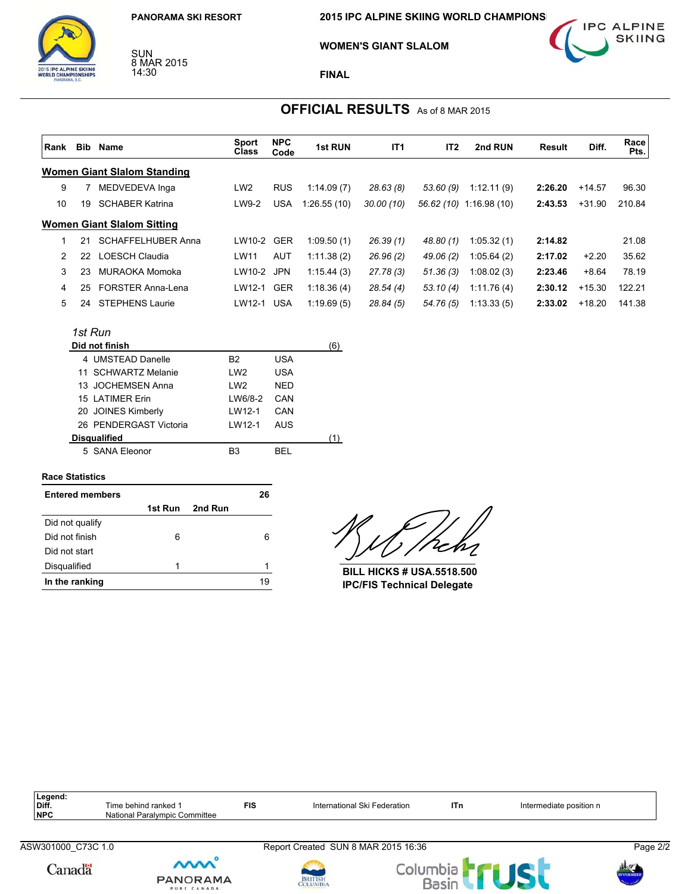PANORAMA SKI RESORT

SUN
8 MAR 2015
14:30

2015 IPC ALPINE SKIING WORLD CHAMPIONSHIPS

WOMEN'S GIANT SLALOM

FINAL

## OFFICIAL RESULTS As of 8 MAR 2015

| Rank | Bib | Name | Sport Class | NPC Code | 1st RUN | IT1 | IT2 | 2nd RUN | Result | Diff. | Race Pts. |
|---|---|---|---|---|---|---|---|---|---|---|---|
| **Women Giant Slalom Standing** | | | | | | | | | | | |
| 9 | 7 | MEDVEDEVA Inga | LW2 | RUS | 1:14.09 (7) | *28.63 (8)* | *53.60 (9)* | 1:12.11 (9) | **2:26.20** | +14.57 | 96.30 |
| 10 | 19 | SCHABER Katrina | LW9-2 | USA | 1:26.55 (10) | *30.00 (10)* | *56.62 (10)* | 1:16.98 (10) | **2:43.53** | +31.90 | 210.84 |
| **Women Giant Slalom Sitting** | | | | | | | | | | | |
| 1 | 21 | SCHAFFELHUBER Anna | LW10-2 | GER | 1:09.50 (1) | *26.39 (1)* | *48.80 (1)* | 1:05.32 (1) | **2:14.82** | | 21.08 |
| 2 | 22 | LOESCH Claudia | LW11 | AUT | 1:11.38 (2) | *26.96 (2)* | *49.06 (2)* | 1:05.64 (2) | **2:17.02** | +2.20 | 35.62 |
| 3 | 23 | MURAOKA Momoka | LW10-2 | JPN | 1:15.44 (3) | *27.78 (3)* | *51.36 (3)* | 1:08.02 (3) | **2:23.46** | +8.64 | 78.19 |
| 4 | 25 | FORSTER Anna-Lena | LW12-1 | GER | 1:18.36 (4) | *28.54 (4)* | *53.10 (4)* | 1:11.76 (4) | **2:30.12** | +15.30 | 122.21 |
| 5 | 24 | STEPHENS Laurie | LW12-1 | USA | 1:19.69 (5) | *28.84 (5)* | *54.76 (5)* | 1:13.33 (5) | **2:33.02** | +18.20 | 141.38 |

*1st Run*

| Bib | Name | Sport Class | NPC Code |
|---|---|---|---|
| **Did not finish (6)** | | | |
| 4 | UMSTEAD Danelle | B2 | USA |
| 11 | SCHWARTZ Melanie | LW2 | USA |
| 13 | JOCHEMSEN Anna | LW2 | NED |
| 15 | LATIMER Erin | LW6/8-2 | CAN |
| 20 | JOINES Kimberly | LW12-1 | CAN |
| 26 | PENDERGAST Victoria | LW12-1 | AUS |
| **Disqualified (1)** | | | |
| 5 | SANA Eleonor | B3 | BEL |

**Race Statistics**

| **Entered members** | | | **26** |
|---|---|---|---|
| | **1st Run** | **2nd Run** | |
| Did not qualify | | | |
| Did not finish | 6 | | 6 |
| Did not start | | | |
| Disqualified | 1 | | 1 |
| **In the ranking** | | | 19 |

**BILL HICKS # USA.5518.500**
**IPC/FIS Technical Delegate**

| Legend: | | | | | |
|---|---|---|---|---|---|
| Diff. | Time behind ranked 1 | FIS | International Ski Federation | ITn | Intermediate position n |
| NPC | National Paralympic Committee | | | | |

ASW301000_C73C 1.0 Report Created SUN 8 MAR 2015 16:36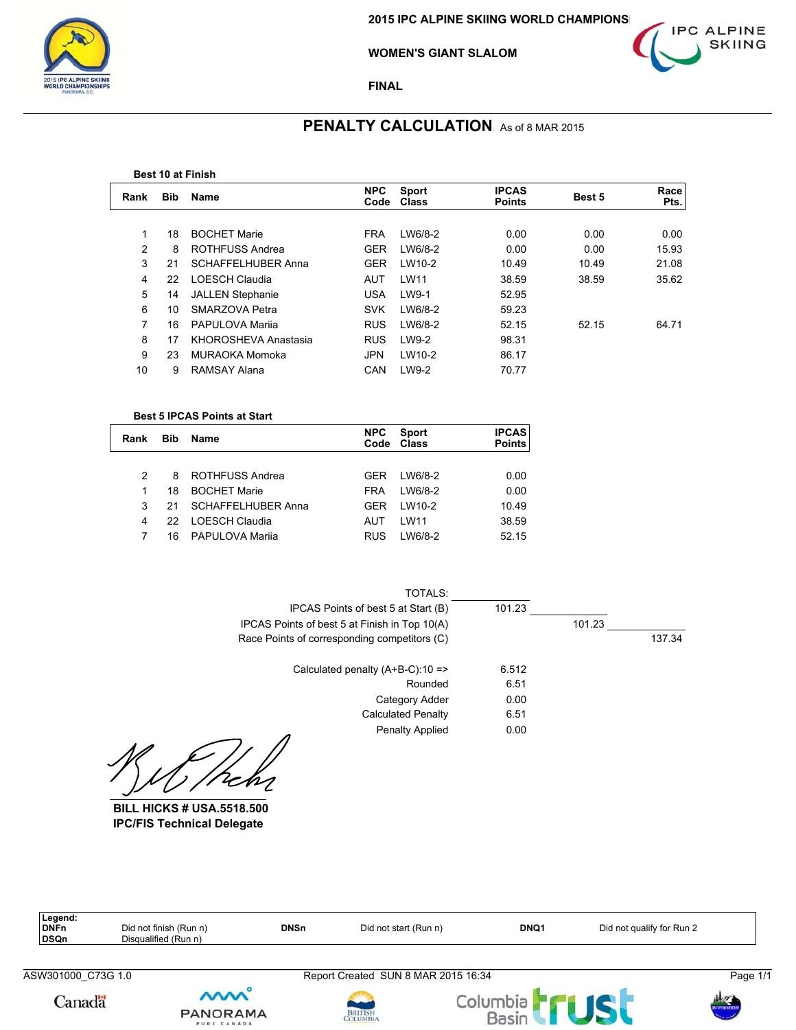# 2015 IPC ALPINE SKIING WORLD CHAMPIONSHIPS

## WOMEN'S GIANT SLALOM

## FINAL

## PENALTY CALCULATION As of 8 MAR 2015

### Best 10 at Finish

| Rank | Bib | Name | NPC Code | Sport Class | IPCAS Points | Best 5 | Race Pts. |
|---|---|---|---|---|---|---|---|
| 1 | 18 | BOCHET Marie | FRA | LW6/8-2 | 0.00 | 0.00 | 0.00 |
| 2 | 8 | ROTHFUSS Andrea | GER | LW6/8-2 | 0.00 | 0.00 | 15.93 |
| 3 | 21 | SCHAFFELHUBER Anna | GER | LW10-2 | 10.49 | 10.49 | 21.08 |
| 4 | 22 | LOESCH Claudia | AUT | LW11 | 38.59 | 38.59 | 35.62 |
| 5 | 14 | JALLEN Stephanie | USA | LW9-1 | 52.95 | | |
| 6 | 10 | SMARZOVA Petra | SVK | LW6/8-2 | 59.23 | | |
| 7 | 16 | PAPULOVA Mariia | RUS | LW6/8-2 | 52.15 | 52.15 | 64.71 |
| 8 | 17 | KHOROSHEVA Anastasia | RUS | LW9-2 | 98.31 | | |
| 9 | 23 | MURAOKA Momoka | JPN | LW10-2 | 86.17 | | |
| 10 | 9 | RAMSAY Alana | CAN | LW9-2 | 70.77 | | |

### Best 5 IPCAS Points at Start

| Rank | Bib | Name | NPC Code | Sport Class | IPCAS Points |
|---|---|---|---|---|---|
| 2 | 8 | ROTHFUSS Andrea | GER | LW6/8-2 | 0.00 |
| 1 | 18 | BOCHET Marie | FRA | LW6/8-2 | 0.00 |
| 3 | 21 | SCHAFFELHUBER Anna | GER | LW10-2 | 10.49 |
| 4 | 22 | LOESCH Claudia | AUT | LW11 | 38.59 |
| 7 | 16 | PAPULOVA Mariia | RUS | LW6/8-2 | 52.15 |

| TOTALS: | | | |
|---|---|---|---|
| IPCAS Points of best 5 at Start (B) | 101.23 | | |
| IPCAS Points of best 5 at Finish in Top 10(A) | | 101.23 | |
| Race Points of corresponding competitors (C) | | | 137.34 |

| | |
|---|---|
| Calculated penalty (A+B-C):10 => | 6.512 |
| Rounded | 6.51 |
| Category Adder | 0.00 |
| Calculated Penalty | 6.51 |
| Penalty Applied | 0.00 |

**BILL HICKS # USA.5518.500**
**IPC/FIS Technical Delegate**

| Legend: | | | | | |
|---|---|---|---|---|---|
| DNFn | Did not finish (Run n) | DNSn | Did not start (Run n) | DNQ1 | Did not qualify for Run 2 |
| DSQn | Disqualified (Run n) | | | | |

ASW301000_C73G 1.0 Report Created SUN 8 MAR 2015 16:34